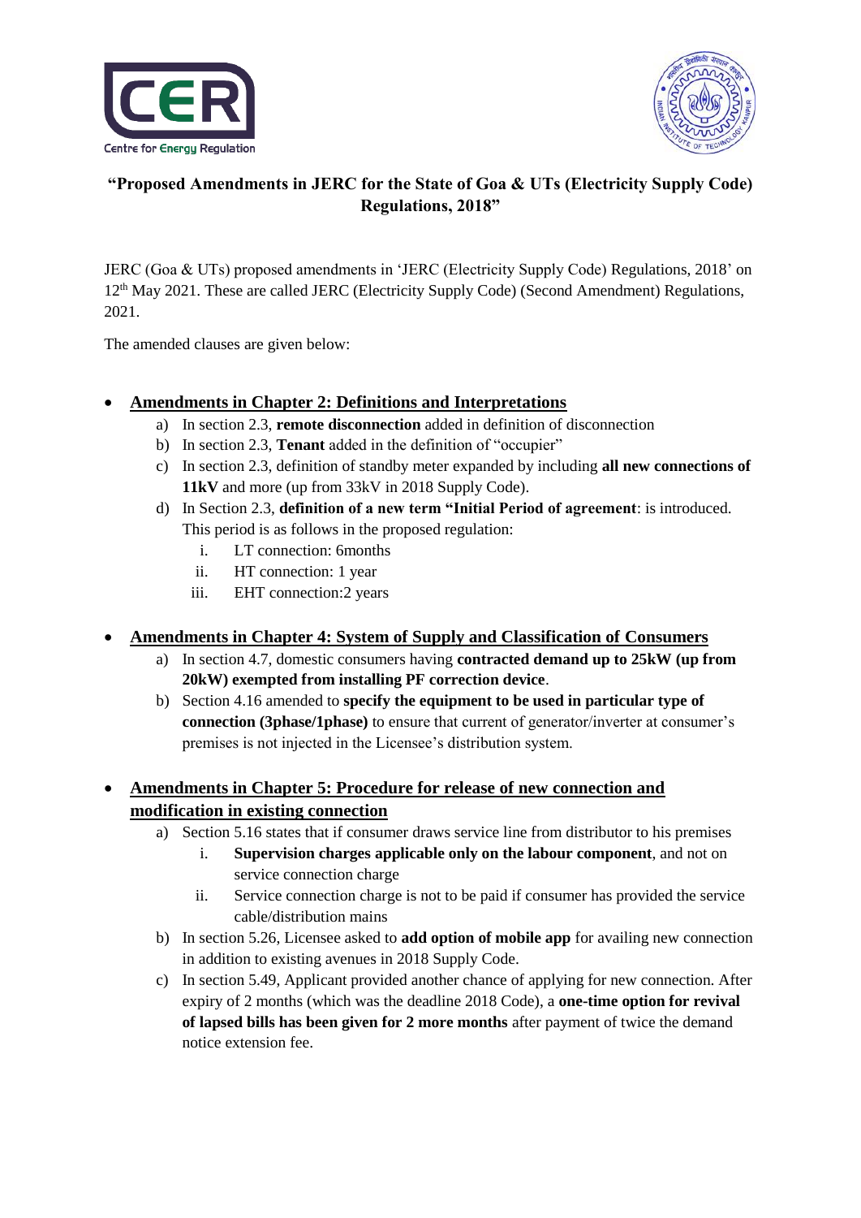# "Proposed Amendments in JERC for the State of Goa & UTs (Electricity Supply Code) Regulations, 2018"

JERC (Goa & UTs) proposed amendments in 'JERC (Electricity Supply Code) Regulations, 2018' on 12th May 2021. These are called JERC (Electricity Supply Code) (Second Amendment) Regulations, 2021.

The amended clauses are given below:

- **Amendments in Chapter 2: Definitions and Interpretations**
  - a) In section 2.3, **remote disconnection** added in definition of disconnection
  - b) In section 2.3, **Tenant** added in the definition of "occupier"
  - c) In section 2.3, definition of standby meter expanded by including **all new connections of 11kV** and more (up from 33kV in 2018 Supply Code).
  - d) In Section 2.3, **definition of a new term "Initial Period of agreement**: is introduced. This period is as follows in the proposed regulation:
    - i. LT connection: 6months
    - ii. HT connection: 1 year
    - iii. EHT connection:2 years

- **Amendments in Chapter 4: System of Supply and Classification of Consumers**
  - a) In section 4.7, domestic consumers having **contracted demand up to 25kW (up from 20kW) exempted from installing PF correction device**.
  - b) Section 4.16 amended to **specify the equipment to be used in particular type of connection (3phase/1phase)** to ensure that current of generator/inverter at consumer's premises is not injected in the Licensee's distribution system.

- **Amendments in Chapter 5: Procedure for release of new connection and modification in existing connection**
  - a) Section 5.16 states that if consumer draws service line from distributor to his premises
    - i. **Supervision charges applicable only on the labour component**, and not on service connection charge
    - ii. Service connection charge is not to be paid if consumer has provided the service cable/distribution mains
  - b) In section 5.26, Licensee asked to **add option of mobile app** for availing new connection in addition to existing avenues in 2018 Supply Code.
  - c) In section 5.49, Applicant provided another chance of applying for new connection. After expiry of 2 months (which was the deadline 2018 Code), a **one-time option for revival of lapsed bills has been given for 2 more months** after payment of twice the demand notice extension fee.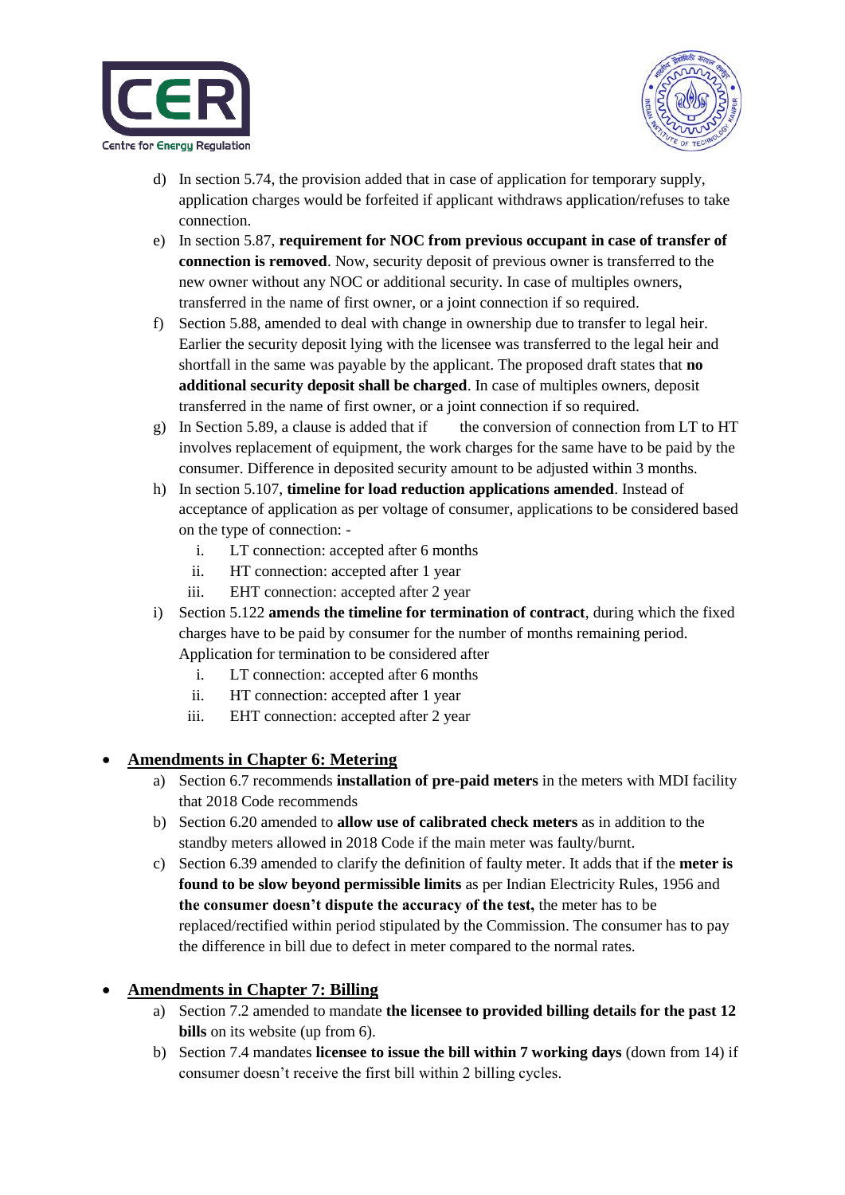d) In section 5.74, the provision added that in case of application for temporary supply, application charges would be forfeited if applicant withdraws application/refuses to take connection.

e) In section 5.87, **requirement for NOC from previous occupant in case of transfer of connection is removed**. Now, security deposit of previous owner is transferred to the new owner without any NOC or additional security. In case of multiples owners, transferred in the name of first owner, or a joint connection if so required.

f) Section 5.88, amended to deal with change in ownership due to transfer to legal heir. Earlier the security deposit lying with the licensee was transferred to the legal heir and shortfall in the same was payable by the applicant. The proposed draft states that **no additional security deposit shall be charged**. In case of multiples owners, deposit transferred in the name of first owner, or a joint connection if so required.

g) In Section 5.89, a clause is added that if the conversion of connection from LT to HT involves replacement of equipment, the work charges for the same have to be paid by the consumer. Difference in deposited security amount to be adjusted within 3 months.

h) In section 5.107, **timeline for load reduction applications amended**. Instead of acceptance of application as per voltage of consumer, applications to be considered based on the type of connection: -

   i. LT connection: accepted after 6 months
   ii. HT connection: accepted after 1 year
   iii. EHT connection: accepted after 2 year

i) Section 5.122 **amends the timeline for termination of contract**, during which the fixed charges have to be paid by consumer for the number of months remaining period. Application for termination to be considered after

   i. LT connection: accepted after 6 months
   ii. HT connection: accepted after 1 year
   iii. EHT connection: accepted after 2 year

- **Amendments in Chapter 6: Metering**

a) Section 6.7 recommends **installation of pre-paid meters** in the meters with MDI facility that 2018 Code recommends

b) Section 6.20 amended to **allow use of calibrated check meters** as in addition to the standby meters allowed in 2018 Code if the main meter was faulty/burnt.

c) Section 6.39 amended to clarify the definition of faulty meter. It adds that if the **meter is found to be slow beyond permissible limits** as per Indian Electricity Rules, 1956 and **the consumer doesn't dispute the accuracy of the test,** the meter has to be replaced/rectified within period stipulated by the Commission. The consumer has to pay the difference in bill due to defect in meter compared to the normal rates.

- **Amendments in Chapter 7: Billing**

a) Section 7.2 amended to mandate **the licensee to provided billing details for the past 12 bills** on its website (up from 6).

b) Section 7.4 mandates **licensee to issue the bill within 7 working days** (down from 14) if consumer doesn't receive the first bill within 2 billing cycles.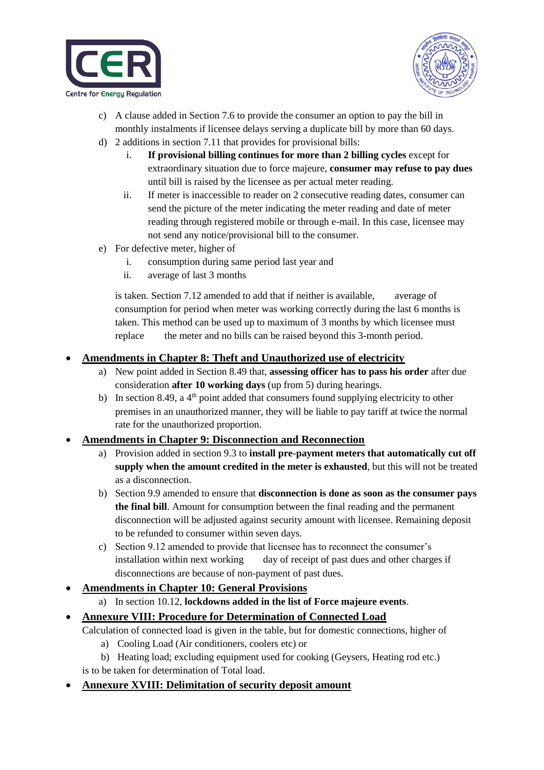c) A clause added in Section 7.6 to provide the consumer an option to pay the bill in monthly instalments if licensee delays serving a duplicate bill by more than 60 days.

d) 2 additions in section 7.11 that provides for provisional bills:

    i. **If provisional billing continues for more than 2 billing cycles** except for extraordinary situation due to force majeure, **consumer may refuse to pay dues** until bill is raised by the licensee as per actual meter reading.

    ii. If meter is inaccessible to reader on 2 consecutive reading dates, consumer can send the picture of the meter indicating the meter reading and date of meter reading through registered mobile or through e-mail. In this case, licensee may not send any notice/provisional bill to the consumer.

e) For defective meter, higher of

    i. consumption during same period last year and

    ii. average of last 3 months

    is taken. Section 7.12 amended to add that if neither is available, average of consumption for period when meter was working correctly during the last 6 months is taken. This method can be used up to maximum of 3 months by which licensee must replace the meter and no bills can be raised beyond this 3-month period.

- **Amendments in Chapter 8: Theft and Unauthorized use of electricity**

    a) New point added in Section 8.49 that, **assessing officer has to pass his order** after due consideration **after 10 working days** (up from 5) during hearings.

    b) In section 8.49, a 4th point added that consumers found supplying electricity to other premises in an unauthorized manner, they will be liable to pay tariff at twice the normal rate for the unauthorized proportion.

- **Amendments in Chapter 9: Disconnection and Reconnection**

    a) Provision added in section 9.3 to **install pre-payment meters that automatically cut off supply when the amount credited in the meter is exhausted**, but this will not be treated as a disconnection.

    b) Section 9.9 amended to ensure that **disconnection is done as soon as the consumer pays the final bill**. Amount for consumption between the final reading and the permanent disconnection will be adjusted against security amount with licensee. Remaining deposit to be refunded to consumer within seven days.

    c) Section 9.12 amended to provide that licensee has to reconnect the consumer's installation within next working day of receipt of past dues and other charges if disconnections are because of non-payment of past dues.

- **Amendments in Chapter 10: General Provisions**

    a) In section 10.12, **lockdowns added in the list of Force majeure events**.

- **Annexure VIII: Procedure for Determination of Connected Load**

    Calculation of connected load is given in the table, but for domestic connections, higher of

    a) Cooling Load (Air conditioners, coolers etc) or

    b) Heating load; excluding equipment used for cooking (Geysers, Heating rod etc.)

    is to be taken for determination of Total load.

- **Annexure XVIII: Delimitation of security deposit amount**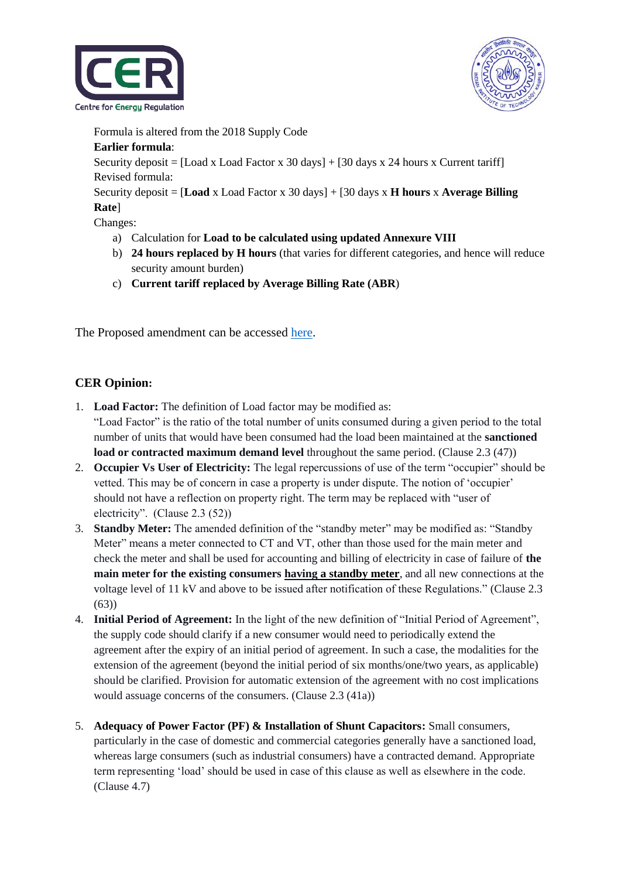Formula is altered from the 2018 Supply Code

**Earlier formula**:

Security deposit = [Load x Load Factor x 30 days] + [30 days x 24 hours x Current tariff]

Revised formula:

Security deposit = [**Load** x Load Factor x 30 days] + [30 days x **H hours** x **Average Billing Rate**]

Changes:

a) Calculation for **Load to be calculated using updated Annexure VIII**
b) **24 hours replaced by H hours** (that varies for different categories, and hence will reduce security amount burden)
c) **Current tariff replaced by Average Billing Rate (ABR**)

The Proposed amendment can be accessed here.

## CER Opinion:

1. **Load Factor:** The definition of Load factor may be modified as:
   "Load Factor" is the ratio of the total number of units consumed during a given period to the total number of units that would have been consumed had the load been maintained at the **sanctioned load or contracted maximum demand level** throughout the same period. (Clause 2.3 (47))
2. **Occupier Vs User of Electricity:** The legal repercussions of use of the term "occupier" should be vetted. This may be of concern in case a property is under dispute. The notion of 'occupier' should not have a reflection on property right. The term may be replaced with "user of electricity". (Clause 2.3 (52))
3. **Standby Meter:** The amended definition of the "standby meter" may be modified as: "Standby Meter" means a meter connected to CT and VT, other than those used for the main meter and check the meter and shall be used for accounting and billing of electricity in case of failure of **the main meter for the existing consumers <u>having a standby meter</u>**, and all new connections at the voltage level of 11 kV and above to be issued after notification of these Regulations." (Clause 2.3 (63))
4. **Initial Period of Agreement:** In the light of the new definition of "Initial Period of Agreement", the supply code should clarify if a new consumer would need to periodically extend the agreement after the expiry of an initial period of agreement. In such a case, the modalities for the extension of the agreement (beyond the initial period of six months/one/two years, as applicable) should be clarified. Provision for automatic extension of the agreement with no cost implications would assuage concerns of the consumers. (Clause 2.3 (41a))
5. **Adequacy of Power Factor (PF) & Installation of Shunt Capacitors:** Small consumers, particularly in the case of domestic and commercial categories generally have a sanctioned load, whereas large consumers (such as industrial consumers) have a contracted demand. Appropriate term representing 'load' should be used in case of this clause as well as elsewhere in the code. (Clause 4.7)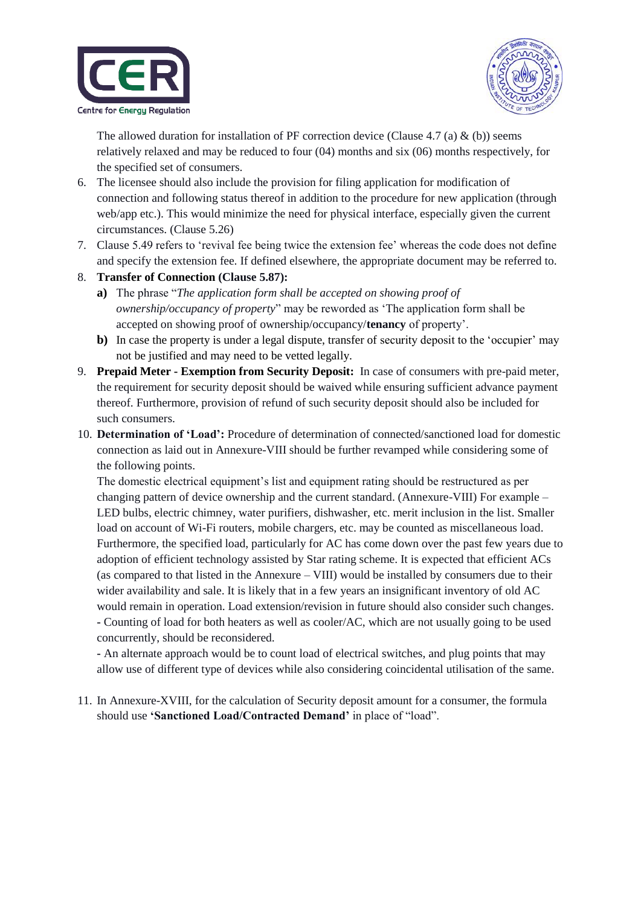The allowed duration for installation of PF correction device (Clause 4.7 (a) & (b)) seems relatively relaxed and may be reduced to four (04) months and six (06) months respectively, for the specified set of consumers.

6. The licensee should also include the provision for filing application for modification of connection and following status thereof in addition to the procedure for new application (through web/app etc.). This would minimize the need for physical interface, especially given the current circumstances. (Clause 5.26)
7. Clause 5.49 refers to 'revival fee being twice the extension fee' whereas the code does not define and specify the extension fee. If defined elsewhere, the appropriate document may be referred to.
8. **Transfer of Connection (Clause 5.87):**
   - **a)** The phrase "*The application form shall be accepted on showing proof of ownership/occupancy of property*" may be reworded as 'The application form shall be accepted on showing proof of ownership/occupancy/**tenancy** of property'.
   - **b)** In case the property is under a legal dispute, transfer of security deposit to the 'occupier' may not be justified and may need to be vetted legally.
9. **Prepaid Meter - Exemption from Security Deposit:** In case of consumers with pre-paid meter, the requirement for security deposit should be waived while ensuring sufficient advance payment thereof. Furthermore, provision of refund of such security deposit should also be included for such consumers.
10. **Determination of 'Load':** Procedure of determination of connected/sanctioned load for domestic connection as laid out in Annexure-VIII should be further revamped while considering some of the following points.

    The domestic electrical equipment's list and equipment rating should be restructured as per changing pattern of device ownership and the current standard. (Annexure-VIII) For example – LED bulbs, electric chimney, water purifiers, dishwasher, etc. merit inclusion in the list. Smaller load on account of Wi-Fi routers, mobile chargers, etc. may be counted as miscellaneous load. Furthermore, the specified load, particularly for AC has come down over the past few years due to adoption of efficient technology assisted by Star rating scheme. It is expected that efficient ACs (as compared to that listed in the Annexure – VIII) would be installed by consumers due to their wider availability and sale. It is likely that in a few years an insignificant inventory of old AC would remain in operation. Load extension/revision in future should also consider such changes.

    - Counting of load for both heaters as well as cooler/AC, which are not usually going to be used concurrently, should be reconsidered.

    - An alternate approach would be to count load of electrical switches, and plug points that may allow use of different type of devices while also considering coincidental utilisation of the same.

11. In Annexure-XVIII, for the calculation of Security deposit amount for a consumer, the formula should use **'Sanctioned Load/Contracted Demand'** in place of "load".